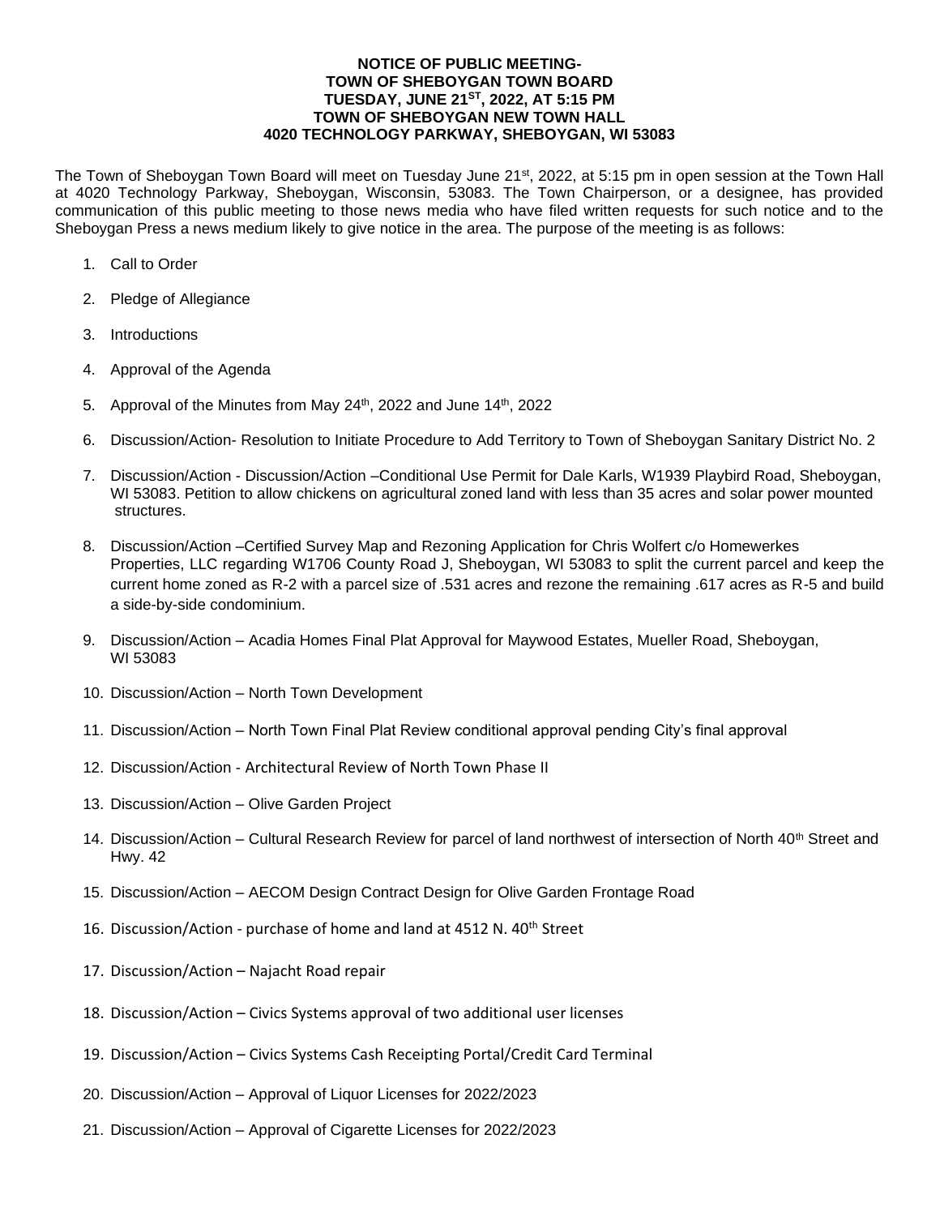**NOTICE OF PUBLIC MEETING-**
**TOWN OF SHEBOYGAN TOWN BOARD**
**TUESDAY, JUNE 21ST, 2022, AT 5:15 PM**
**TOWN OF SHEBOYGAN NEW TOWN HALL**
**4020 TECHNOLOGY PARKWAY, SHEBOYGAN, WI 53083**

The Town of Sheboygan Town Board will meet on Tuesday June 21st, 2022, at 5:15 pm in open session at the Town Hall at 4020 Technology Parkway, Sheboygan, Wisconsin, 53083. The Town Chairperson, or a designee, has provided communication of this public meeting to those news media who have filed written requests for such notice and to the Sheboygan Press a news medium likely to give notice in the area. The purpose of the meeting is as follows:

1. Call to Order
2. Pledge of Allegiance
3. Introductions
4. Approval of the Agenda
5. Approval of the Minutes from May 24th, 2022 and June 14th, 2022
6. Discussion/Action- Resolution to Initiate Procedure to Add Territory to Town of Sheboygan Sanitary District No. 2
7. Discussion/Action - Discussion/Action –Conditional Use Permit for Dale Karls, W1939 Playbird Road, Sheboygan, WI 53083. Petition to allow chickens on agricultural zoned land with less than 35 acres and solar power mounted structures.
8. Discussion/Action –Certified Survey Map and Rezoning Application for Chris Wolfert c/o Homewerkes Properties, LLC regarding W1706 County Road J, Sheboygan, WI 53083 to split the current parcel and keep the current home zoned as R-2 with a parcel size of .531 acres and rezone the remaining .617 acres as R-5 and build a side-by-side condominium.
9. Discussion/Action – Acadia Homes Final Plat Approval for Maywood Estates, Mueller Road, Sheboygan, WI 53083
10. Discussion/Action – North Town Development
11. Discussion/Action – North Town Final Plat Review conditional approval pending City's final approval
12. Discussion/Action - Architectural Review of North Town Phase II
13. Discussion/Action – Olive Garden Project
14. Discussion/Action – Cultural Research Review for parcel of land northwest of intersection of North 40th Street and Hwy. 42
15. Discussion/Action – AECOM Design Contract Design for Olive Garden Frontage Road
16. Discussion/Action - purchase of home and land at 4512 N. 40th Street
17. Discussion/Action – Najacht Road repair
18. Discussion/Action – Civics Systems approval of two additional user licenses
19. Discussion/Action – Civics Systems Cash Receipting Portal/Credit Card Terminal
20. Discussion/Action – Approval of Liquor Licenses for 2022/2023
21. Discussion/Action – Approval of Cigarette Licenses for 2022/2023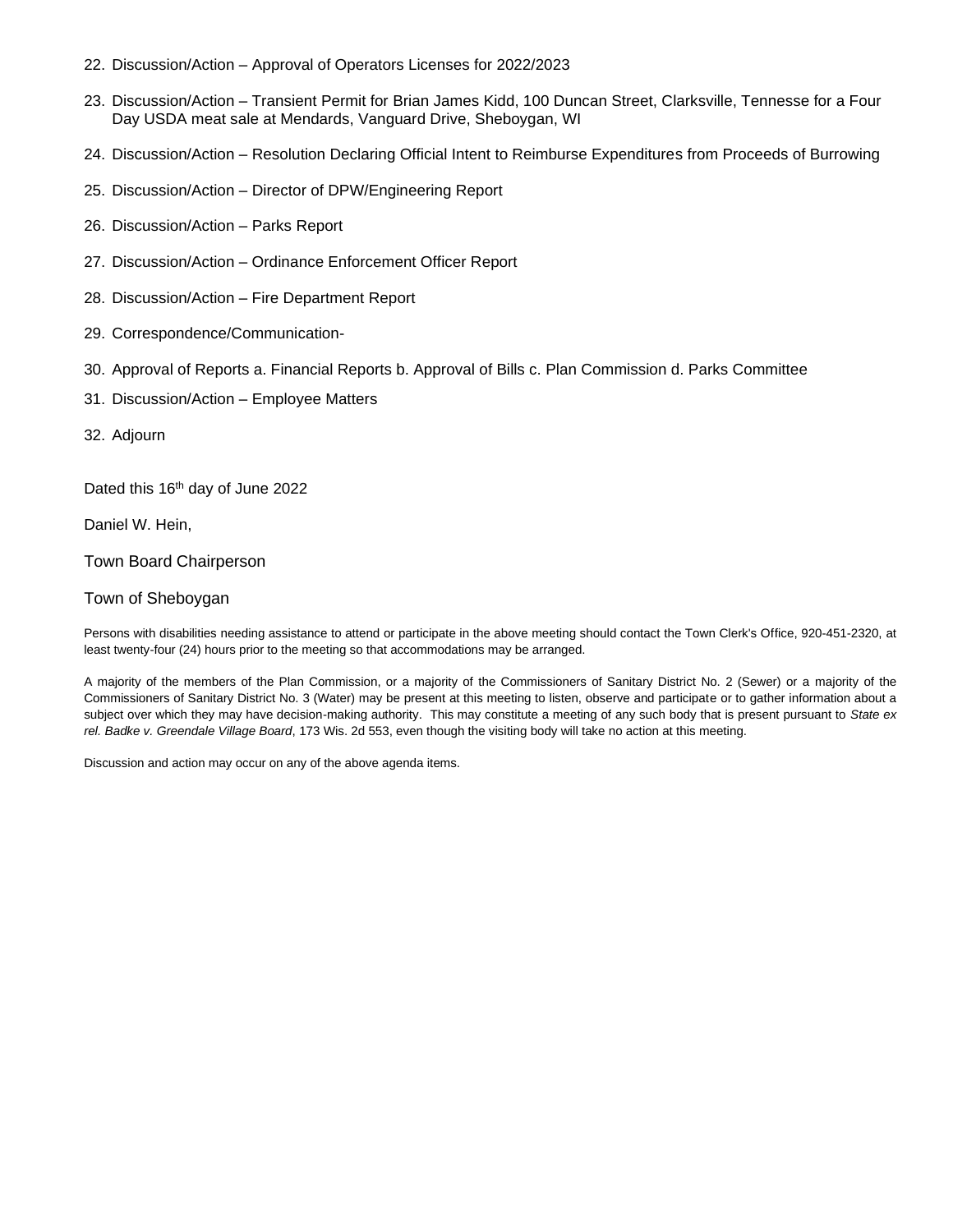22. Discussion/Action – Approval of Operators Licenses for 2022/2023

23. Discussion/Action – Transient Permit for Brian James Kidd, 100 Duncan Street, Clarksville, Tennesse for a Four Day USDA meat sale at Mendards, Vanguard Drive, Sheboygan, WI

24. Discussion/Action – Resolution Declaring Official Intent to Reimburse Expenditures from Proceeds of Burrowing

25. Discussion/Action – Director of DPW/Engineering Report

26. Discussion/Action – Parks Report

27. Discussion/Action – Ordinance Enforcement Officer Report

28. Discussion/Action – Fire Department Report

29. Correspondence/Communication-

30. Approval of Reports a. Financial Reports b. Approval of Bills c. Plan Commission d. Parks Committee

31. Discussion/Action – Employee Matters

32. Adjourn

Dated this 16th day of June 2022

Daniel W. Hein,

Town Board Chairperson

Town of Sheboygan

Persons with disabilities needing assistance to attend or participate in the above meeting should contact the Town Clerk's Office, 920-451-2320, at least twenty-four (24) hours prior to the meeting so that accommodations may be arranged.

A majority of the members of the Plan Commission, or a majority of the Commissioners of Sanitary District No. 2 (Sewer) or a majority of the Commissioners of Sanitary District No. 3 (Water) may be present at this meeting to listen, observe and participate or to gather information about a subject over which they may have decision-making authority. This may constitute a meeting of any such body that is present pursuant to *State ex rel. Badke v. Greendale Village Board*, 173 Wis. 2d 553, even though the visiting body will take no action at this meeting.

Discussion and action may occur on any of the above agenda items.